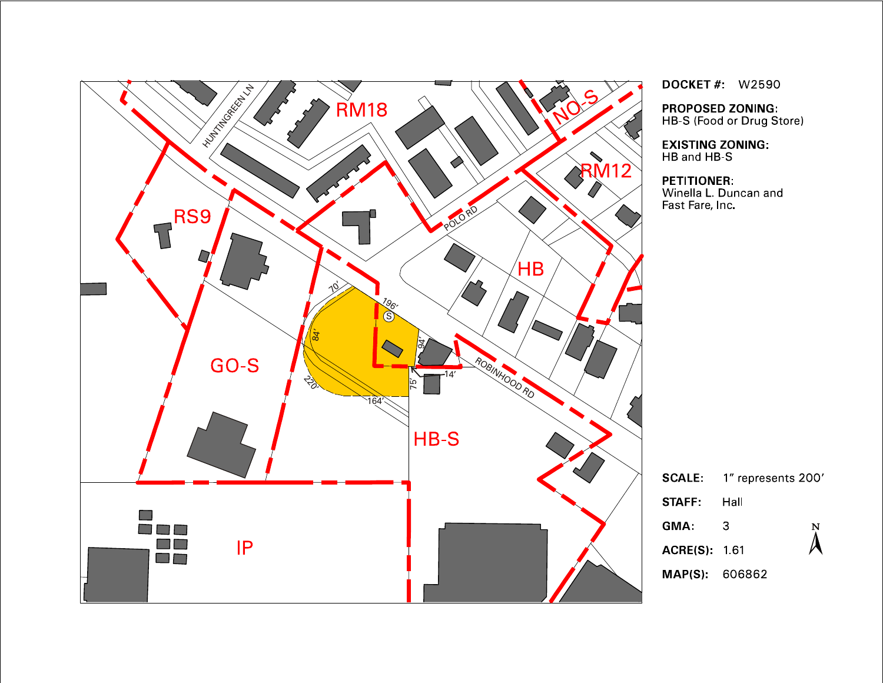RM18

NO-S

RM12

RS9

HB

GO-S

HB-S

IP

HUNTINGREEN LN

POLO RD

ROBINHOOD RD

70'

196'

84'

94'

220'

164'

75'

14'

**DOCKET #:** W2590

**PROPOSED ZONING:**
HB-S (Food or Drug Store)

**EXISTING ZONING:**
HB and HB-S

**PETITIONER:**
Winella L. Duncan and
Fast Fare, Inc.

**SCALE:** 1" represents 200'

**STAFF:** Hall

**GMA:** 3

**ACRE(S):** 1.61

**MAP(S):** 606862

N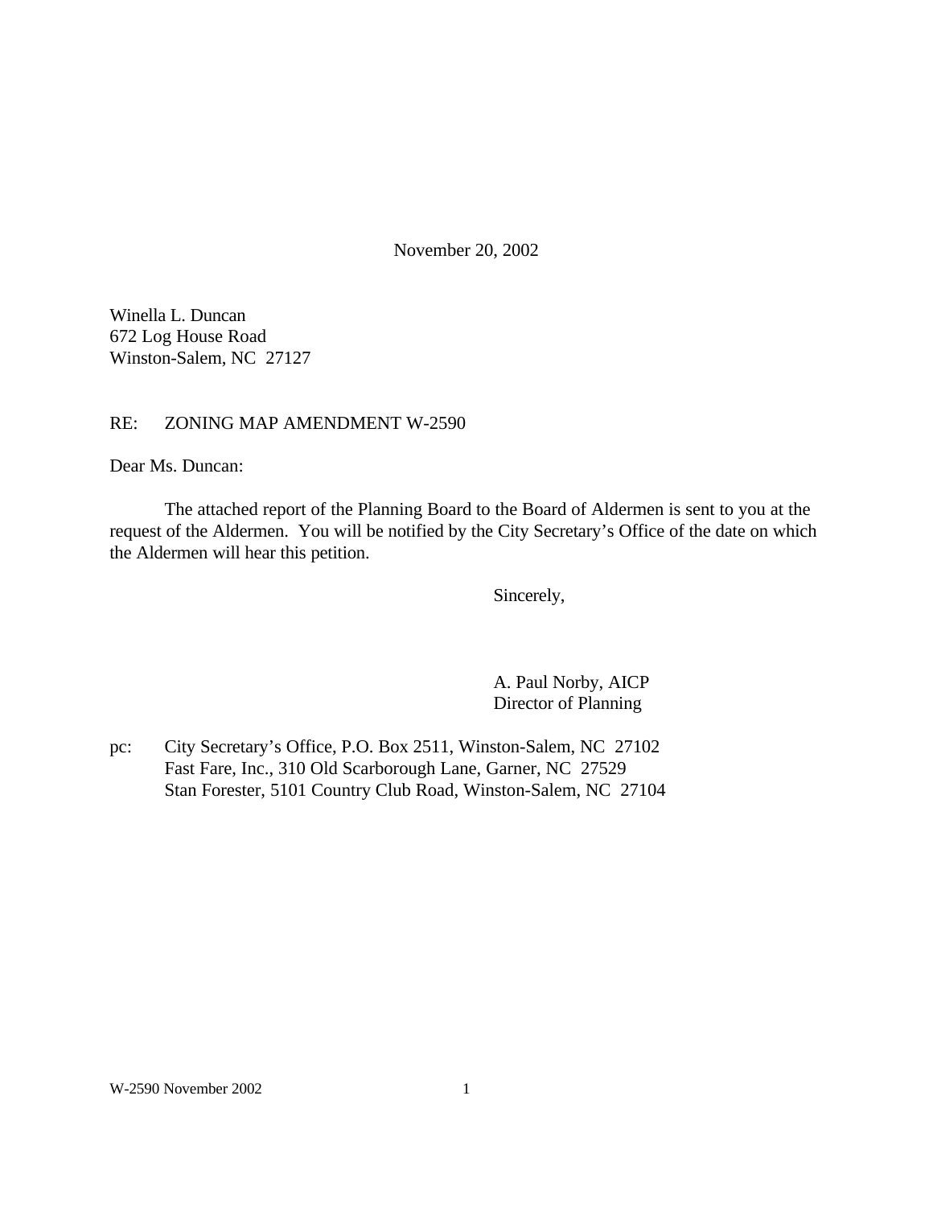November 20, 2002

Winella L. Duncan
672 Log House Road
Winston-Salem, NC  27127

RE: ZONING MAP AMENDMENT W-2590

Dear Ms. Duncan:

The attached report of the Planning Board to the Board of Aldermen is sent to you at the request of the Aldermen. You will be notified by the City Secretary's Office of the date on which the Aldermen will hear this petition.

Sincerely,

A. Paul Norby, AICP
Director of Planning

pc: City Secretary's Office, P.O. Box 2511, Winston-Salem, NC  27102
Fast Fare, Inc., 310 Old Scarborough Lane, Garner, NC  27529
Stan Forester, 5101 Country Club Road, Winston-Salem, NC  27104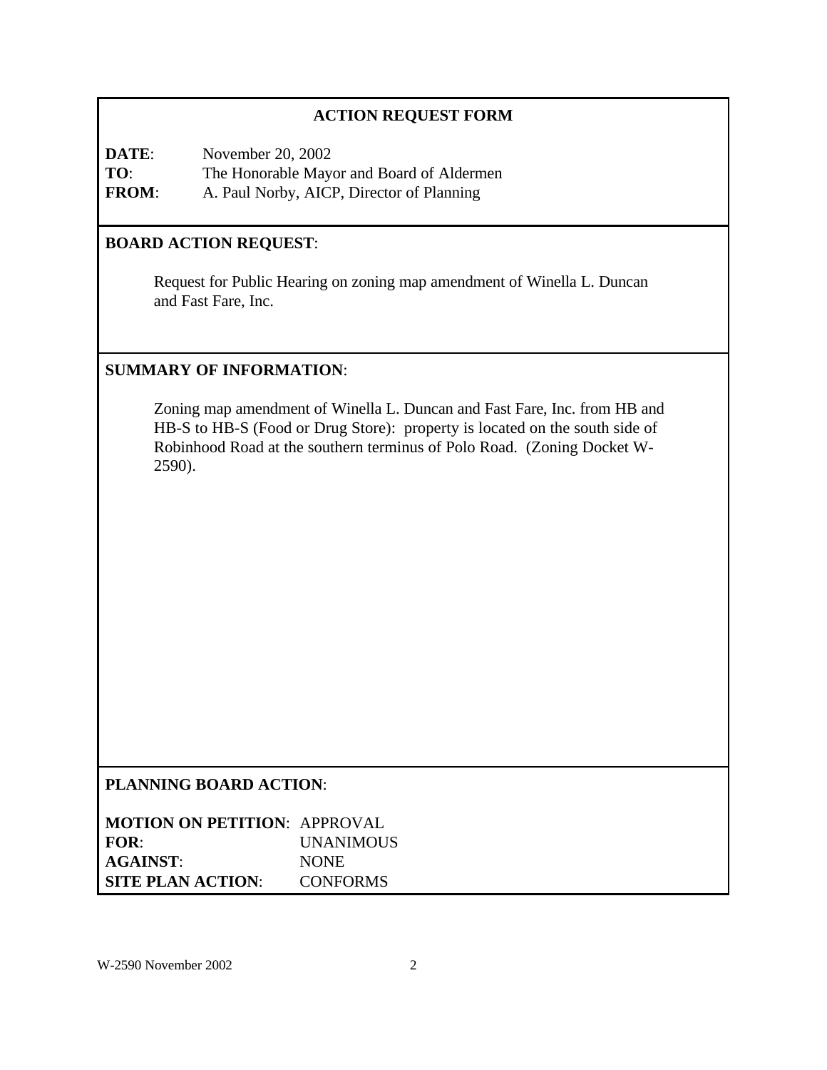## ACTION REQUEST FORM

**DATE**: November 20, 2002
**TO**: The Honorable Mayor and Board of Aldermen
**FROM**: A. Paul Norby, AICP, Director of Planning

**BOARD ACTION REQUEST**:

Request for Public Hearing on zoning map amendment of Winella L. Duncan and Fast Fare, Inc.

**SUMMARY OF INFORMATION**:

Zoning map amendment of Winella L. Duncan and Fast Fare, Inc. from HB and HB-S to HB-S (Food or Drug Store): property is located on the south side of Robinhood Road at the southern terminus of Polo Road. (Zoning Docket W-2590).

**PLANNING BOARD ACTION**:

**MOTION ON PETITION**: APPROVAL
**FOR**: UNANIMOUS
**AGAINST**: NONE
**SITE PLAN ACTION**: CONFORMS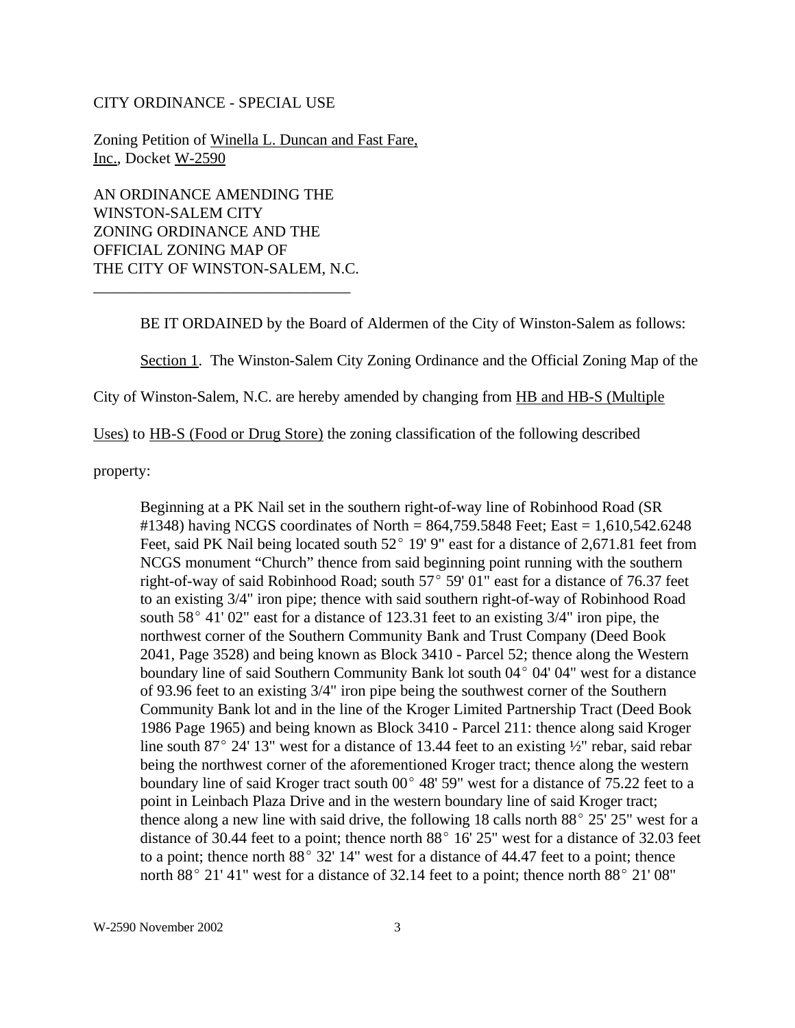CITY ORDINANCE - SPECIAL USE

Zoning Petition of <u>Winella L. Duncan and Fast Fare, Inc.</u>, Docket <u>W-2590</u>

AN ORDINANCE AMENDING THE WINSTON-SALEM CITY ZONING ORDINANCE AND THE OFFICIAL ZONING MAP OF THE CITY OF WINSTON-SALEM, N.C.

---

BE IT ORDAINED by the Board of Aldermen of the City of Winston-Salem as follows:

<u>Section 1</u>. The Winston-Salem City Zoning Ordinance and the Official Zoning Map of the City of Winston-Salem, N.C. are hereby amended by changing from <u>HB and HB-S (Multiple Uses)</u> to <u>HB-S (Food or Drug Store)</u> the zoning classification of the following described property:

> Beginning at a PK Nail set in the southern right-of-way line of Robinhood Road (SR #1348) having NCGS coordinates of North = 864,759.5848 Feet; East = 1,610,542.6248 Feet, said PK Nail being located south 52° 19' 9" east for a distance of 2,671.81 feet from NCGS monument "Church" thence from said beginning point running with the southern right-of-way of said Robinhood Road; south 57° 59' 01" east for a distance of 76.37 feet to an existing 3/4" iron pipe; thence with said southern right-of-way of Robinhood Road south 58° 41' 02" east for a distance of 123.31 feet to an existing 3/4" iron pipe, the northwest corner of the Southern Community Bank and Trust Company (Deed Book 2041, Page 3528) and being known as Block 3410 - Parcel 52; thence along the Western boundary line of said Southern Community Bank lot south 04° 04' 04" west for a distance of 93.96 feet to an existing 3/4" iron pipe being the southwest corner of the Southern Community Bank lot and in the line of the Kroger Limited Partnership Tract (Deed Book 1986 Page 1965) and being known as Block 3410 - Parcel 211: thence along said Kroger line south 87° 24' 13" west for a distance of 13.44 feet to an existing ½" rebar, said rebar being the northwest corner of the aforementioned Kroger tract; thence along the western boundary line of said Kroger tract south 00° 48' 59" west for a distance of 75.22 feet to a point in Leinbach Plaza Drive and in the western boundary line of said Kroger tract; thence along a new line with said drive, the following 18 calls north 88° 25' 25" west for a distance of 30.44 feet to a point; thence north 88° 16' 25" west for a distance of 32.03 feet to a point; thence north 88° 32' 14" west for a distance of 44.47 feet to a point; thence north 88° 21' 41" west for a distance of 32.14 feet to a point; thence north 88° 21' 08"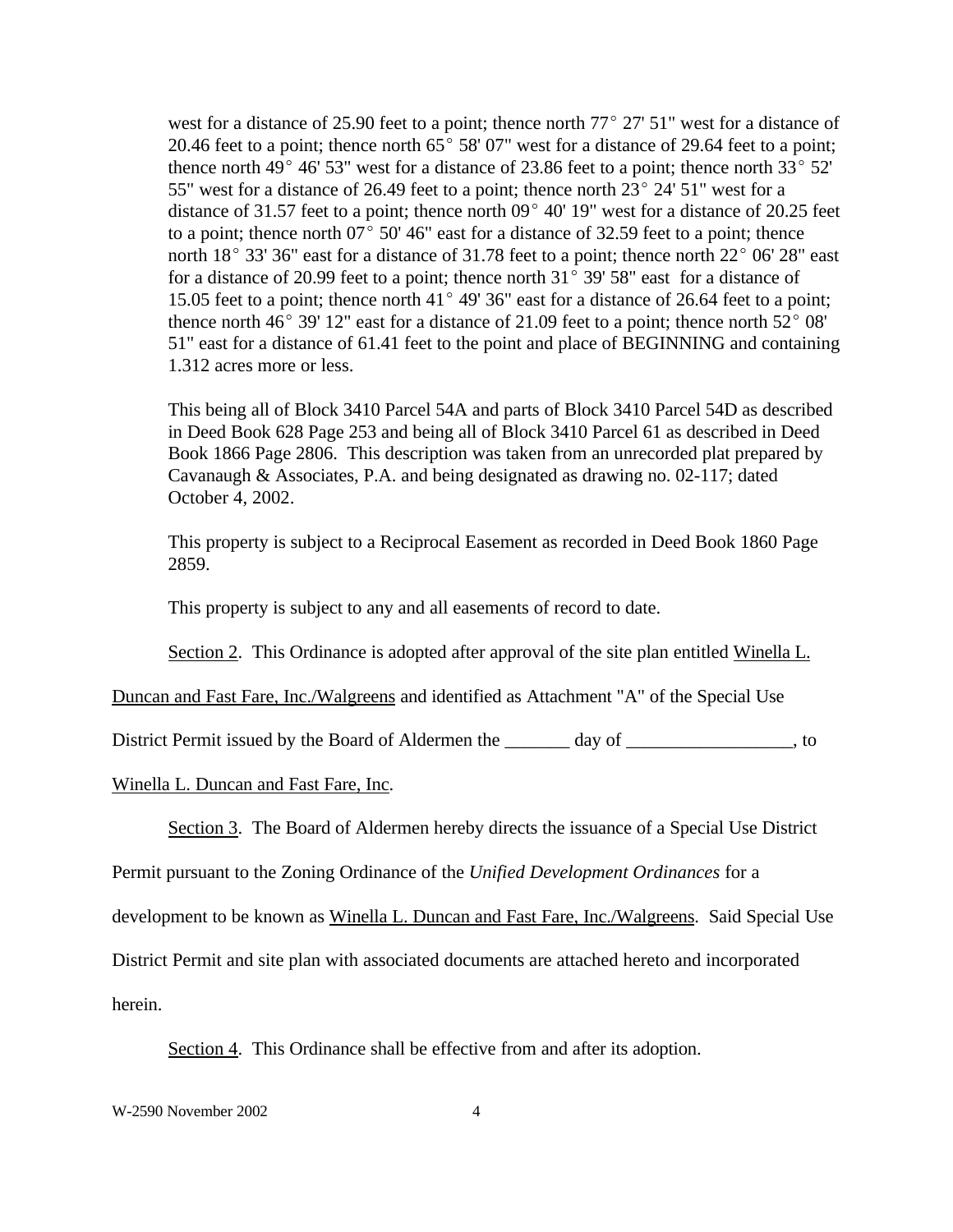west for a distance of 25.90 feet to a point; thence north 77° 27' 51" west for a distance of 20.46 feet to a point; thence north 65° 58' 07" west for a distance of 29.64 feet to a point; thence north 49° 46' 53" west for a distance of 23.86 feet to a point; thence north 33° 52' 55" west for a distance of 26.49 feet to a point; thence north 23° 24' 51" west for a distance of 31.57 feet to a point; thence north 09° 40' 19" west for a distance of 20.25 feet to a point; thence north 07° 50' 46" east for a distance of 32.59 feet to a point; thence north 18° 33' 36" east for a distance of 31.78 feet to a point; thence north 22° 06' 28" east for a distance of 20.99 feet to a point; thence north 31° 39' 58" east for a distance of 15.05 feet to a point; thence north 41° 49' 36" east for a distance of 26.64 feet to a point; thence north 46° 39' 12" east for a distance of 21.09 feet to a point; thence north 52° 08' 51" east for a distance of 61.41 feet to the point and place of BEGINNING and containing 1.312 acres more or less.

This being all of Block 3410 Parcel 54A and parts of Block 3410 Parcel 54D as described in Deed Book 628 Page 253 and being all of Block 3410 Parcel 61 as described in Deed Book 1866 Page 2806. This description was taken from an unrecorded plat prepared by Cavanaugh & Associates, P.A. and being designated as drawing no. 02-117; dated October 4, 2002.

This property is subject to a Reciprocal Easement as recorded in Deed Book 1860 Page 2859.

This property is subject to any and all easements of record to date.

Section 2. This Ordinance is adopted after approval of the site plan entitled Winella L. Duncan and Fast Fare, Inc./Walgreens and identified as Attachment "A" of the Special Use District Permit issued by the Board of Aldermen the _______ day of __________________, to Winella L. Duncan and Fast Fare, Inc.

Section 3. The Board of Aldermen hereby directs the issuance of a Special Use District Permit pursuant to the Zoning Ordinance of the *Unified Development Ordinances* for a development to be known as Winella L. Duncan and Fast Fare, Inc./Walgreens. Said Special Use District Permit and site plan with associated documents are attached hereto and incorporated herein.

Section 4. This Ordinance shall be effective from and after its adoption.

W-2590 November 2002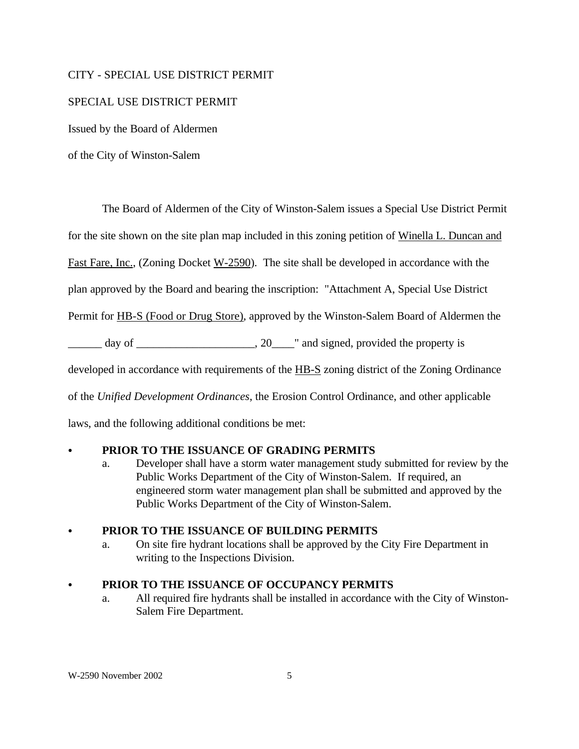CITY - SPECIAL USE DISTRICT PERMIT

SPECIAL USE DISTRICT PERMIT

Issued by the Board of Aldermen

of the City of Winston-Salem

The Board of Aldermen of the City of Winston-Salem issues a Special Use District Permit for the site shown on the site plan map included in this zoning petition of Winella L. Duncan and Fast Fare, Inc., (Zoning Docket W-2590). The site shall be developed in accordance with the plan approved by the Board and bearing the inscription: "Attachment A, Special Use District Permit for HB-S (Food or Drug Store), approved by the Winston-Salem Board of Aldermen the ______ day of _____________________, 20____" and signed, provided the property is developed in accordance with requirements of the HB-S zoning district of the Zoning Ordinance of the *Unified Development Ordinances*, the Erosion Control Ordinance, and other applicable laws, and the following additional conditions be met:

- **PRIOR TO THE ISSUANCE OF GRADING PERMITS**
  a. Developer shall have a storm water management study submitted for review by the Public Works Department of the City of Winston-Salem. If required, an engineered storm water management plan shall be submitted and approved by the Public Works Department of the City of Winston-Salem.

- **PRIOR TO THE ISSUANCE OF BUILDING PERMITS**
  a. On site fire hydrant locations shall be approved by the City Fire Department in writing to the Inspections Division.

- **PRIOR TO THE ISSUANCE OF OCCUPANCY PERMITS**
  a. All required fire hydrants shall be installed in accordance with the City of Winston-Salem Fire Department.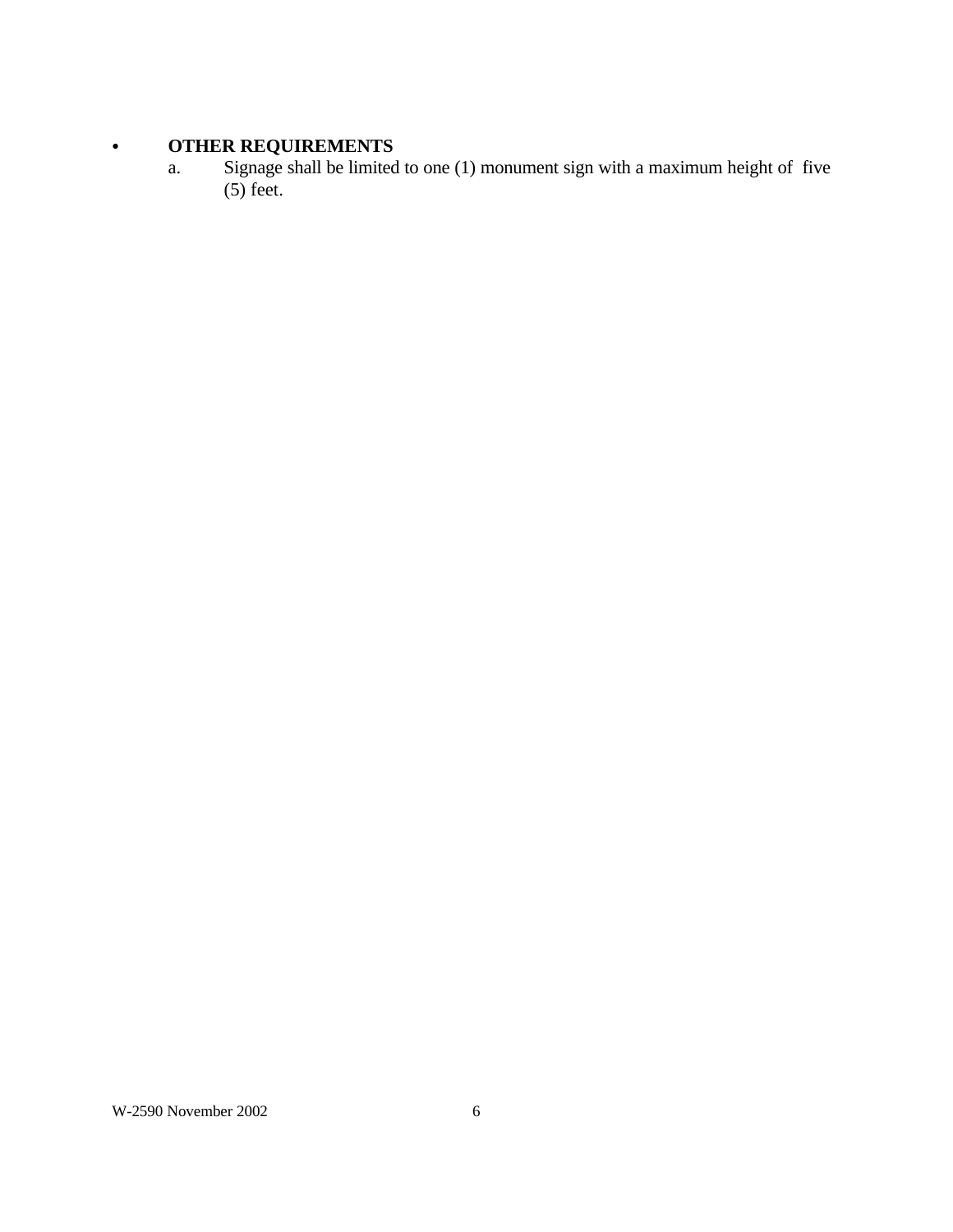- **OTHER REQUIREMENTS**
  a. Signage shall be limited to one (1) monument sign with a maximum height of five (5) feet.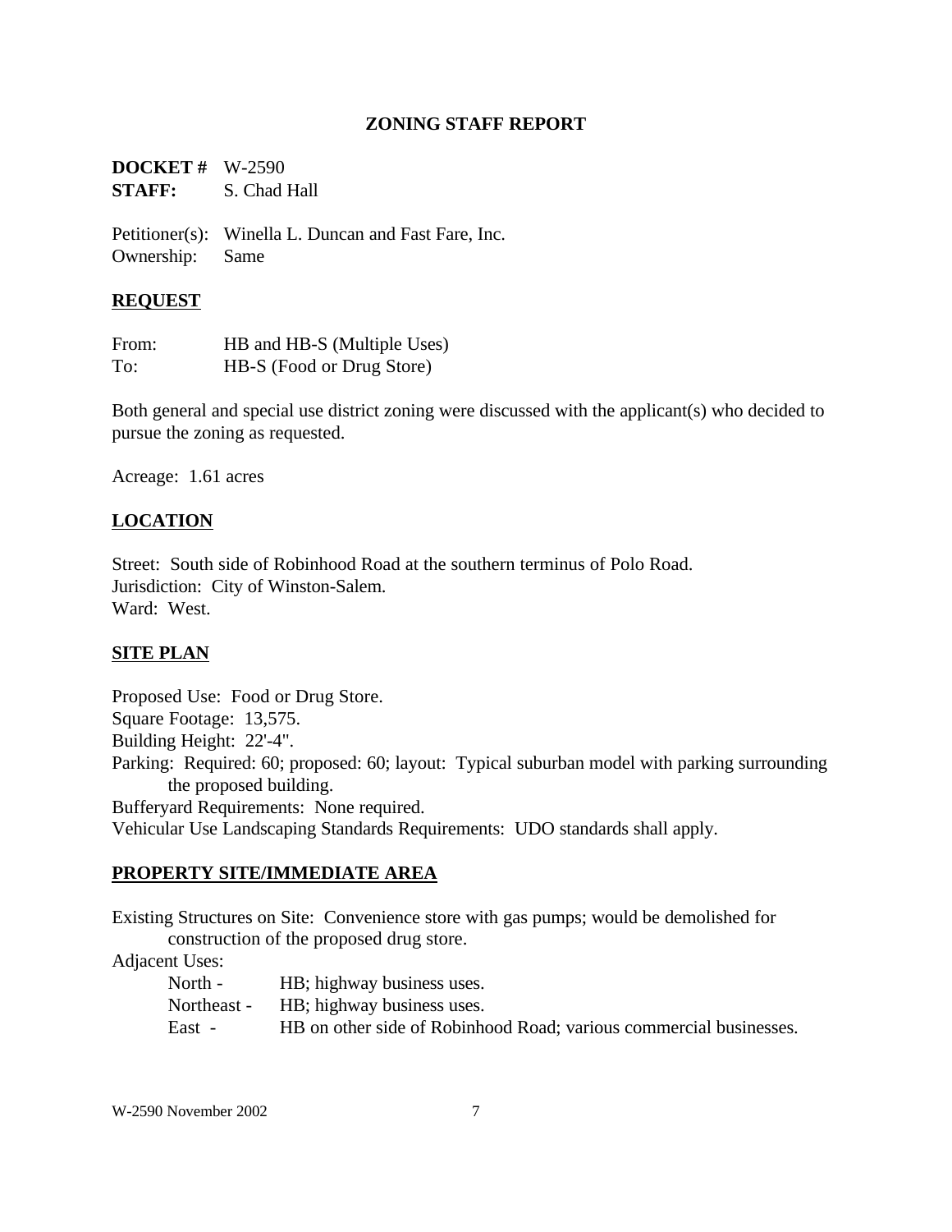## ZONING STAFF REPORT

**DOCKET #** W-2590
**STAFF:** S. Chad Hall

Petitioner(s): Winella L. Duncan and Fast Fare, Inc.
Ownership: Same

### REQUEST

From: HB and HB-S (Multiple Uses)
To: HB-S (Food or Drug Store)

Both general and special use district zoning were discussed with the applicant(s) who decided to pursue the zoning as requested.

Acreage: 1.61 acres

### LOCATION

Street: South side of Robinhood Road at the southern terminus of Polo Road.
Jurisdiction: City of Winston-Salem.
Ward: West.

### SITE PLAN

Proposed Use: Food or Drug Store.
Square Footage: 13,575.
Building Height: 22'-4".
Parking: Required: 60; proposed: 60; layout: Typical suburban model with parking surrounding the proposed building.
Bufferyard Requirements: None required.
Vehicular Use Landscaping Standards Requirements: UDO standards shall apply.

### PROPERTY SITE/IMMEDIATE AREA

Existing Structures on Site: Convenience store with gas pumps; would be demolished for construction of the proposed drug store.
Adjacent Uses:
- North - HB; highway business uses.
- Northeast - HB; highway business uses.
- East - HB on other side of Robinhood Road; various commercial businesses.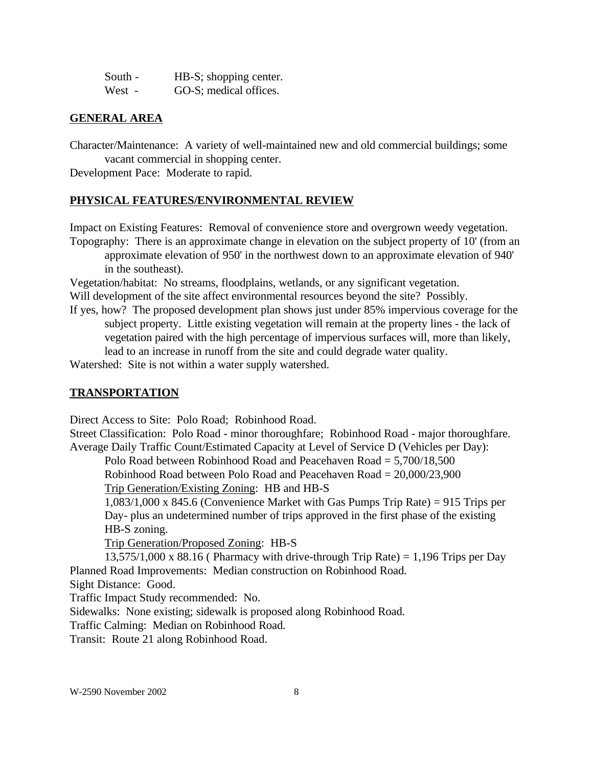South - HB-S; shopping center.
West - GO-S; medical offices.

**GENERAL AREA**

Character/Maintenance: A variety of well-maintained new and old commercial buildings; some vacant commercial in shopping center.
Development Pace: Moderate to rapid.

**PHYSICAL FEATURES/ENVIRONMENTAL REVIEW**

Impact on Existing Features: Removal of convenience store and overgrown weedy vegetation.
Topography: There is an approximate change in elevation on the subject property of 10' (from an approximate elevation of 950' in the northwest down to an approximate elevation of 940' in the southeast).
Vegetation/habitat: No streams, floodplains, wetlands, or any significant vegetation.
Will development of the site affect environmental resources beyond the site? Possibly.
If yes, how? The proposed development plan shows just under 85% impervious coverage for the subject property. Little existing vegetation will remain at the property lines - the lack of vegetation paired with the high percentage of impervious surfaces will, more than likely, lead to an increase in runoff from the site and could degrade water quality.
Watershed: Site is not within a water supply watershed.

**TRANSPORTATION**

Direct Access to Site: Polo Road; Robinhood Road.
Street Classification: Polo Road - minor thoroughfare; Robinhood Road - major thoroughfare.
Average Daily Traffic Count/Estimated Capacity at Level of Service D (Vehicles per Day):

Polo Road between Robinhood Road and Peacehaven Road = 5,700/18,500
Robinhood Road between Polo Road and Peacehaven Road = 20,000/23,900
Trip Generation/Existing Zoning: HB and HB-S
1,083/1,000 x 845.6 (Convenience Market with Gas Pumps Trip Rate) = 915 Trips per Day- plus an undetermined number of trips approved in the first phase of the existing HB-S zoning.
Trip Generation/Proposed Zoning: HB-S
13,575/1,000 x 88.16 ( Pharmacy with drive-through Trip Rate) = 1,196 Trips per Day

Planned Road Improvements: Median construction on Robinhood Road.
Sight Distance: Good.
Traffic Impact Study recommended: No.
Sidewalks: None existing; sidewalk is proposed along Robinhood Road.
Traffic Calming: Median on Robinhood Road.
Transit: Route 21 along Robinhood Road.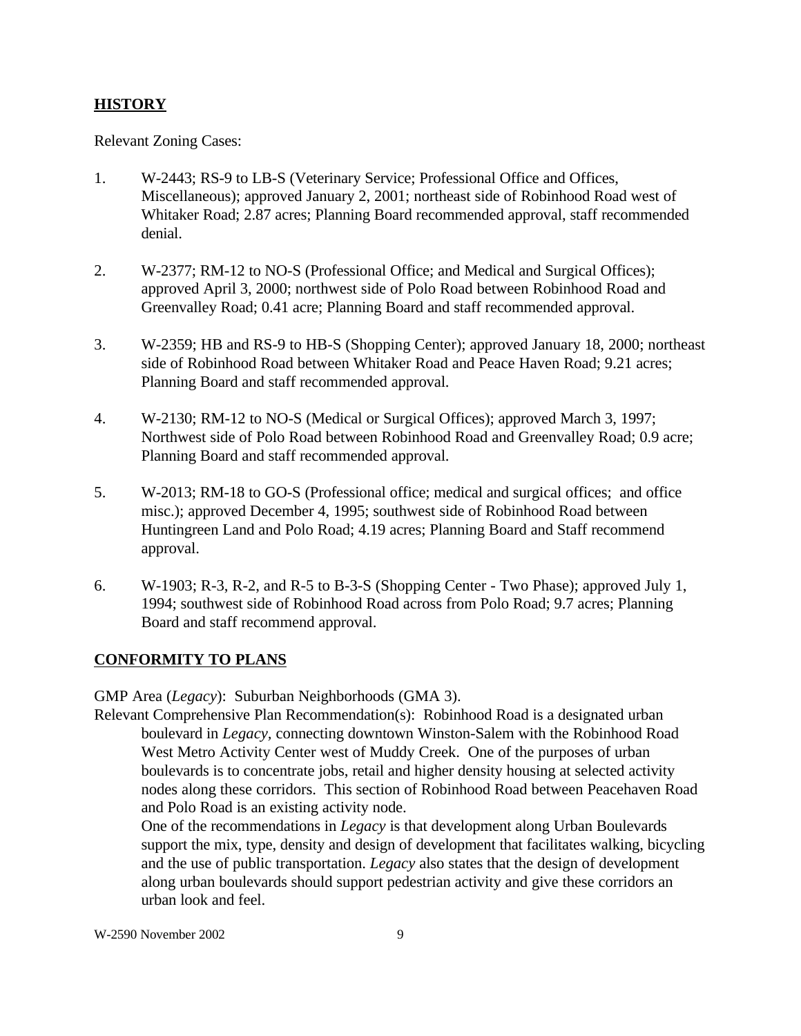## HISTORY

Relevant Zoning Cases:

1. W-2443; RS-9 to LB-S (Veterinary Service; Professional Office and Offices, Miscellaneous); approved January 2, 2001; northeast side of Robinhood Road west of Whitaker Road; 2.87 acres; Planning Board recommended approval, staff recommended denial.

2. W-2377; RM-12 to NO-S (Professional Office; and Medical and Surgical Offices); approved April 3, 2000; northwest side of Polo Road between Robinhood Road and Greenvalley Road; 0.41 acre; Planning Board and staff recommended approval.

3. W-2359; HB and RS-9 to HB-S (Shopping Center); approved January 18, 2000; northeast side of Robinhood Road between Whitaker Road and Peace Haven Road; 9.21 acres; Planning Board and staff recommended approval.

4. W-2130; RM-12 to NO-S (Medical or Surgical Offices); approved March 3, 1997; Northwest side of Polo Road between Robinhood Road and Greenvalley Road; 0.9 acre; Planning Board and staff recommended approval.

5. W-2013; RM-18 to GO-S (Professional office; medical and surgical offices; and office misc.); approved December 4, 1995; southwest side of Robinhood Road between Huntingreen Land and Polo Road; 4.19 acres; Planning Board and Staff recommend approval.

6. W-1903; R-3, R-2, and R-5 to B-3-S (Shopping Center - Two Phase); approved July 1, 1994; southwest side of Robinhood Road across from Polo Road; 9.7 acres; Planning Board and staff recommend approval.

## CONFORMITY TO PLANS

GMP Area (*Legacy*): Suburban Neighborhoods (GMA 3).

Relevant Comprehensive Plan Recommendation(s): Robinhood Road is a designated urban boulevard in *Legacy*, connecting downtown Winston-Salem with the Robinhood Road West Metro Activity Center west of Muddy Creek. One of the purposes of urban boulevards is to concentrate jobs, retail and higher density housing at selected activity nodes along these corridors. This section of Robinhood Road between Peacehaven Road and Polo Road is an existing activity node.

One of the recommendations in *Legacy* is that development along Urban Boulevards support the mix, type, density and design of development that facilitates walking, bicycling and the use of public transportation. *Legacy* also states that the design of development along urban boulevards should support pedestrian activity and give these corridors an urban look and feel.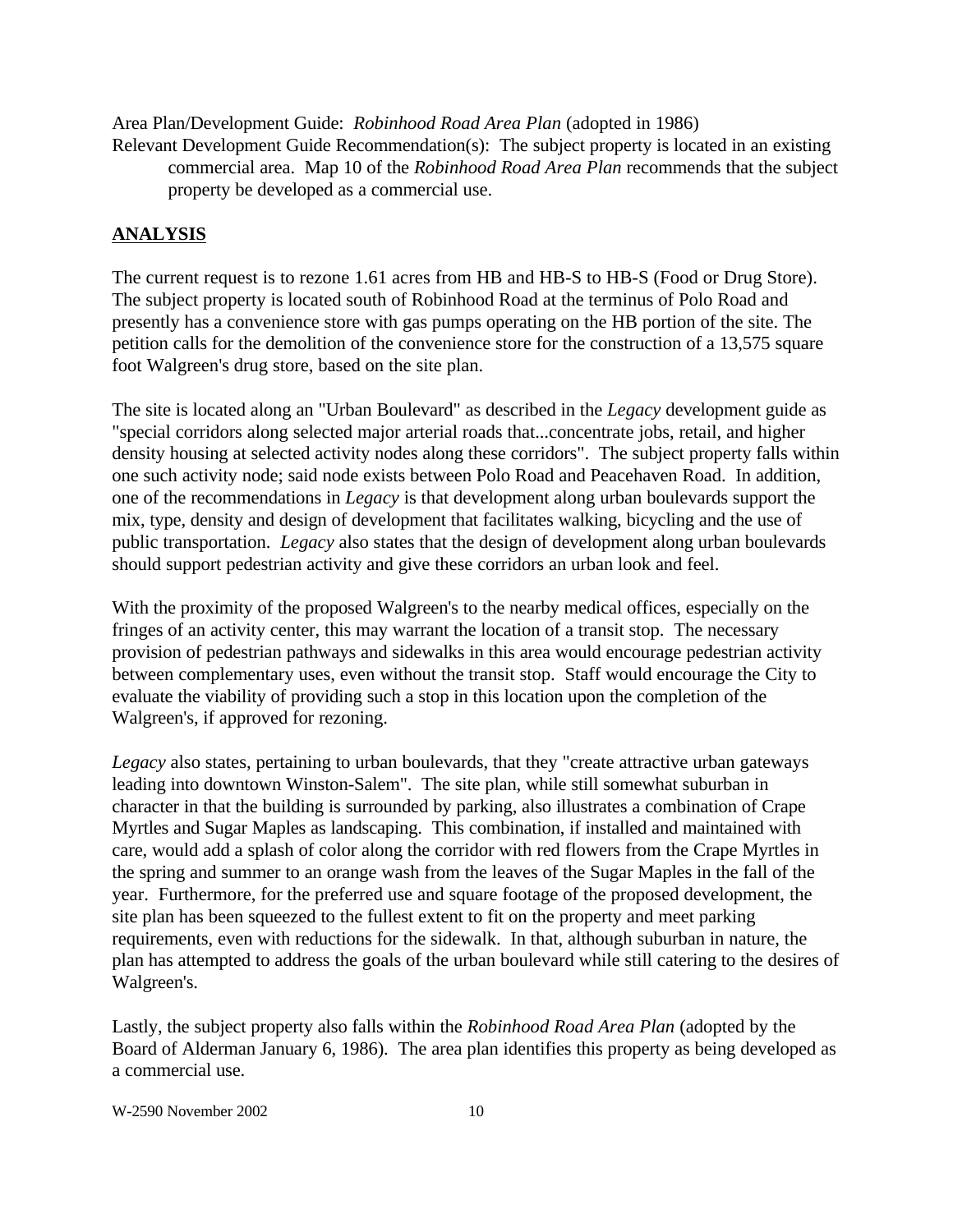Area Plan/Development Guide: *Robinhood Road Area Plan* (adopted in 1986)
Relevant Development Guide Recommendation(s): The subject property is located in an existing commercial area. Map 10 of the *Robinhood Road Area Plan* recommends that the subject property be developed as a commercial use.

## ANALYSIS

The current request is to rezone 1.61 acres from HB and HB-S to HB-S (Food or Drug Store). The subject property is located south of Robinhood Road at the terminus of Polo Road and presently has a convenience store with gas pumps operating on the HB portion of the site. The petition calls for the demolition of the convenience store for the construction of a 13,575 square foot Walgreen's drug store, based on the site plan.

The site is located along an "Urban Boulevard" as described in the *Legacy* development guide as "special corridors along selected major arterial roads that...concentrate jobs, retail, and higher density housing at selected activity nodes along these corridors". The subject property falls within one such activity node; said node exists between Polo Road and Peacehaven Road. In addition, one of the recommendations in *Legacy* is that development along urban boulevards support the mix, type, density and design of development that facilitates walking, bicycling and the use of public transportation. *Legacy* also states that the design of development along urban boulevards should support pedestrian activity and give these corridors an urban look and feel.

With the proximity of the proposed Walgreen's to the nearby medical offices, especially on the fringes of an activity center, this may warrant the location of a transit stop. The necessary provision of pedestrian pathways and sidewalks in this area would encourage pedestrian activity between complementary uses, even without the transit stop. Staff would encourage the City to evaluate the viability of providing such a stop in this location upon the completion of the Walgreen's, if approved for rezoning.

*Legacy* also states, pertaining to urban boulevards, that they "create attractive urban gateways leading into downtown Winston-Salem". The site plan, while still somewhat suburban in character in that the building is surrounded by parking, also illustrates a combination of Crape Myrtles and Sugar Maples as landscaping. This combination, if installed and maintained with care, would add a splash of color along the corridor with red flowers from the Crape Myrtles in the spring and summer to an orange wash from the leaves of the Sugar Maples in the fall of the year. Furthermore, for the preferred use and square footage of the proposed development, the site plan has been squeezed to the fullest extent to fit on the property and meet parking requirements, even with reductions for the sidewalk. In that, although suburban in nature, the plan has attempted to address the goals of the urban boulevard while still catering to the desires of Walgreen's.

Lastly, the subject property also falls within the *Robinhood Road Area Plan* (adopted by the Board of Alderman January 6, 1986). The area plan identifies this property as being developed as a commercial use.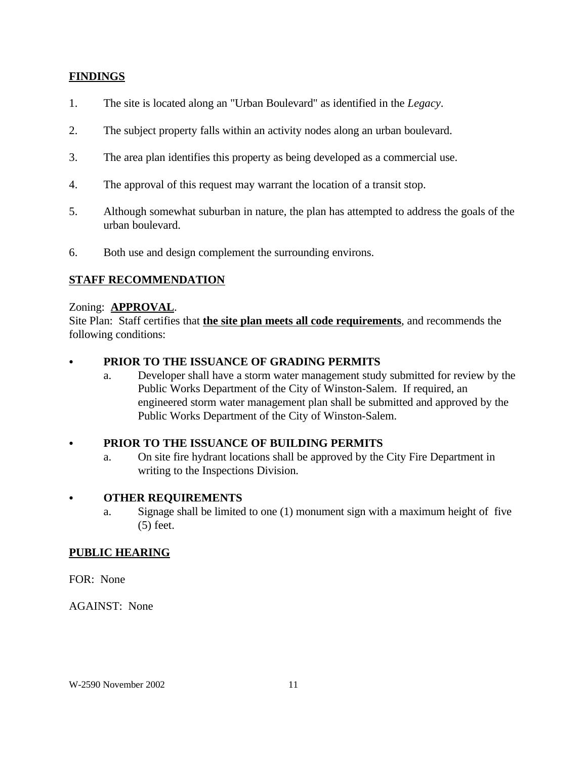**FINDINGS**

1. The site is located along an "Urban Boulevard" as identified in the *Legacy*.

2. The subject property falls within an activity nodes along an urban boulevard.

3. The area plan identifies this property as being developed as a commercial use.

4. The approval of this request may warrant the location of a transit stop.

5. Although somewhat suburban in nature, the plan has attempted to address the goals of the urban boulevard.

6. Both use and design complement the surrounding environs.

**STAFF RECOMMENDATION**

Zoning: **APPROVAL**.
Site Plan: Staff certifies that **the site plan meets all code requirements**, and recommends the following conditions:

- **PRIOR TO THE ISSUANCE OF GRADING PERMITS**
  a. Developer shall have a storm water management study submitted for review by the Public Works Department of the City of Winston-Salem. If required, an engineered storm water management plan shall be submitted and approved by the Public Works Department of the City of Winston-Salem.

- **PRIOR TO THE ISSUANCE OF BUILDING PERMITS**
  a. On site fire hydrant locations shall be approved by the City Fire Department in writing to the Inspections Division.

- **OTHER REQUIREMENTS**
  a. Signage shall be limited to one (1) monument sign with a maximum height of five (5) feet.

**PUBLIC HEARING**

FOR: None

AGAINST: None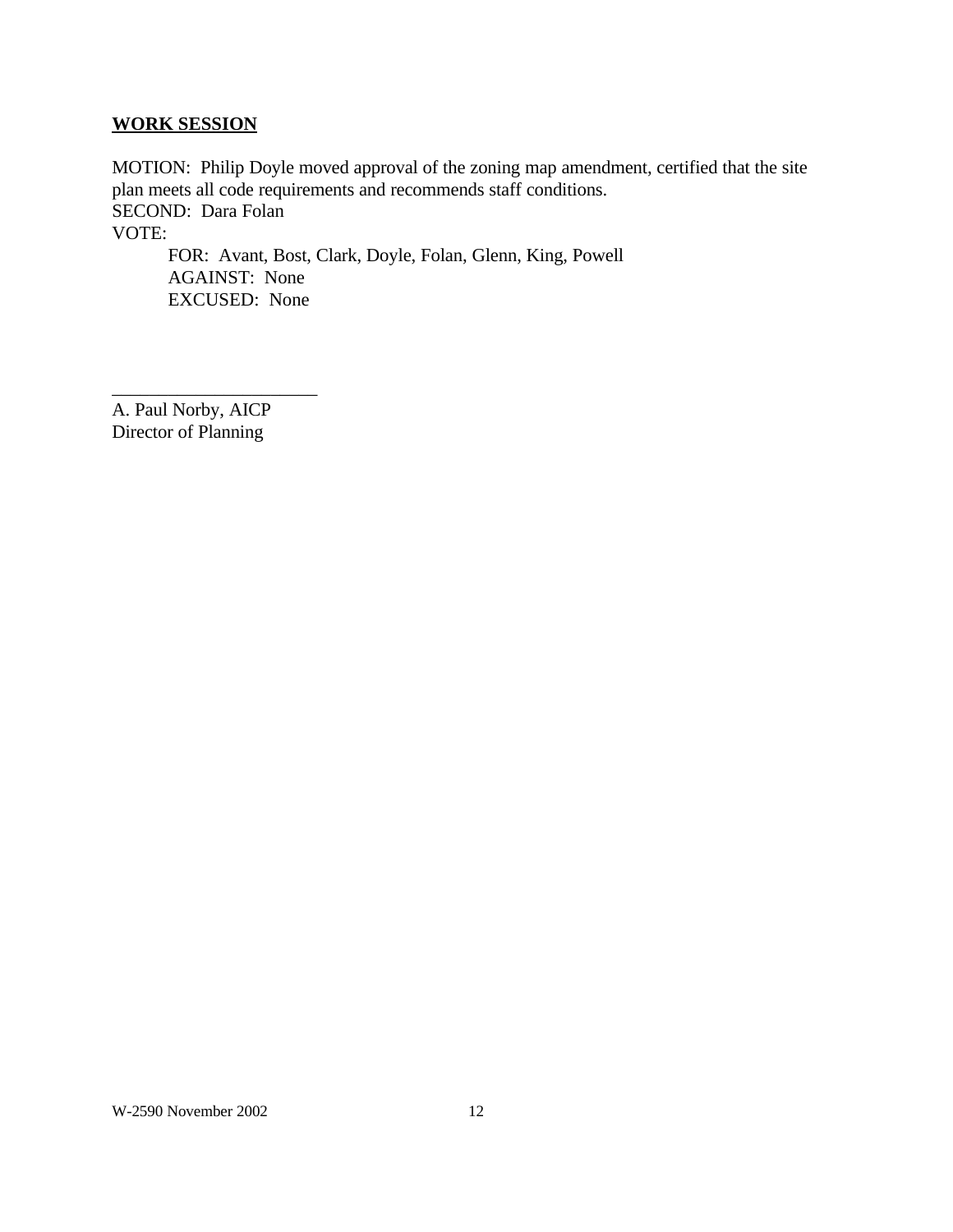**WORK SESSION**

MOTION: Philip Doyle moved approval of the zoning map amendment, certified that the site plan meets all code requirements and recommends staff conditions.
SECOND: Dara Folan
VOTE:

FOR: Avant, Bost, Clark, Doyle, Folan, Glenn, King, Powell
AGAINST: None
EXCUSED: None

_______________________
A. Paul Norby, AICP
Director of Planning